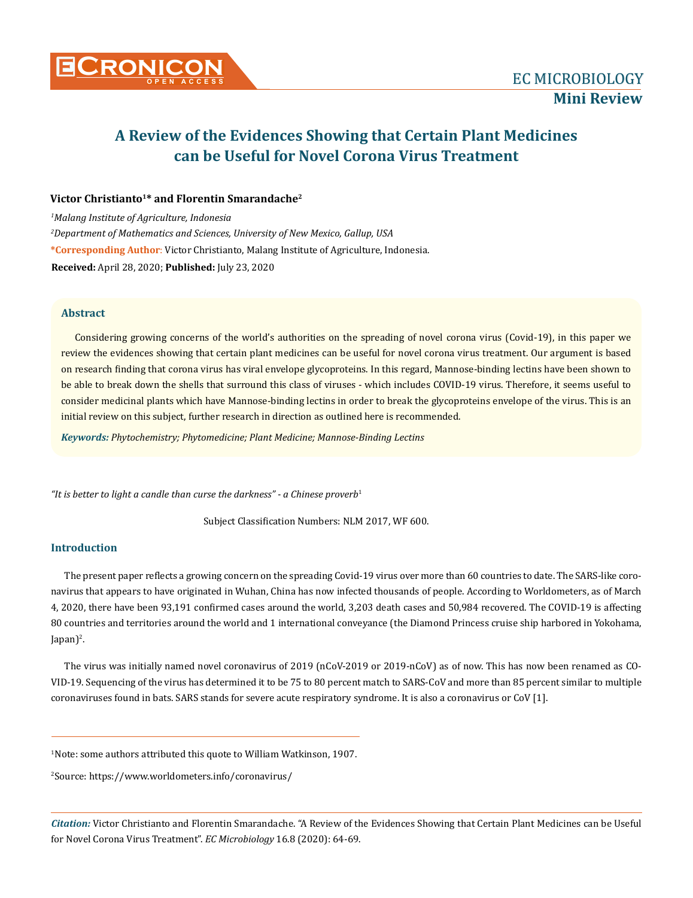# A Review of the Evidences Showing that Certain Plant Medicines can be Useful for Novel Corona Virus Treatment

**Victor Christianto[1]* and Florentin Smarandache[2]**

*[1]Malang Institute of Agriculture, Indonesia*

*[2]Department of Mathematics and Sciences, University of New Mexico, Gallup, USA*

***Corresponding Author:** Victor Christianto, Malang Institute of Agriculture, Indonesia.

**Received:** April 28, 2020; **Published:** July 23, 2020

## Abstract

Considering growing concerns of the world's authorities on the spreading of novel corona virus (Covid-19), in this paper we review the evidences showing that certain plant medicines can be useful for novel corona virus treatment. Our argument is based on research finding that corona virus has viral envelope glycoproteins. In this regard, Mannose-binding lectins have been shown to be able to break down the shells that surround this class of viruses - which includes COVID-19 virus. Therefore, it seems useful to consider medicinal plants which have Mannose-binding lectins in order to break the glycoproteins envelope of the virus. This is an initial review on this subject, further research in direction as outlined here is recommended.

***Keywords:*** *Phytochemistry; Phytomedicine; Plant Medicine; Mannose-Binding Lectins*

*"It is better to light a candle than curse the darkness" - a Chinese proverb*[1]

Subject Classification Numbers: NLM 2017, WF 600.

## Introduction

The present paper reflects a growing concern on the spreading Covid-19 virus over more than 60 countries to date. The SARS-like coronavirus that appears to have originated in Wuhan, China has now infected thousands of people. According to Worldometers, as of March 4, 2020, there have been 93,191 confirmed cases around the world, 3,203 death cases and 50,984 recovered. The COVID-19 is affecting 80 countries and territories around the world and 1 international conveyance (the Diamond Princess cruise ship harbored in Yokohama, Japan)[2].

The virus was initially named novel coronavirus of 2019 (nCoV-2019 or 2019-nCoV) as of now. This has now been renamed as COVID-19. Sequencing of the virus has determined it to be 75 to 80 percent match to SARS-CoV and more than 85 percent similar to multiple coronaviruses found in bats. SARS stands for severe acute respiratory syndrome. It is also a coronavirus or CoV [1].

---

[1]Note: some authors attributed this quote to William Watkinson, 1907.

[2]Source: https://www.worldometers.info/coronavirus/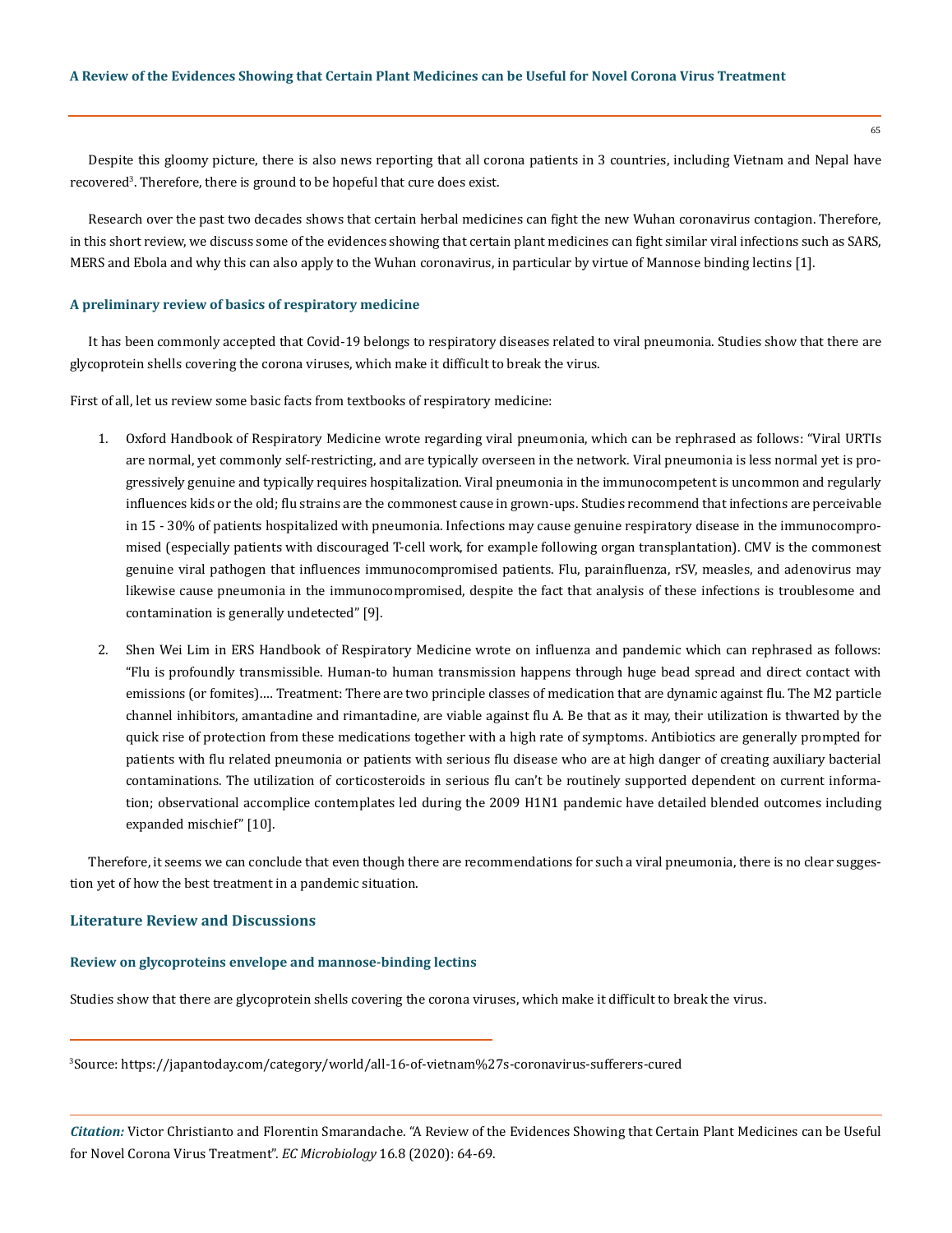Despite this gloomy picture, there is also news reporting that all corona patients in 3 countries, including Vietnam and Nepal have recovered[3]. Therefore, there is ground to be hopeful that cure does exist.

Research over the past two decades shows that certain herbal medicines can fight the new Wuhan coronavirus contagion. Therefore, in this short review, we discuss some of the evidences showing that certain plant medicines can fight similar viral infections such as SARS, MERS and Ebola and why this can also apply to the Wuhan coronavirus, in particular by virtue of Mannose binding lectins [1].

### A preliminary review of basics of respiratory medicine

It has been commonly accepted that Covid-19 belongs to respiratory diseases related to viral pneumonia. Studies show that there are glycoprotein shells covering the corona viruses, which make it difficult to break the virus.

First of all, let us review some basic facts from textbooks of respiratory medicine:

1. Oxford Handbook of Respiratory Medicine wrote regarding viral pneumonia, which can be rephrased as follows: "Viral URTIs are normal, yet commonly self-restricting, and are typically overseen in the network. Viral pneumonia is less normal yet is progressively genuine and typically requires hospitalization. Viral pneumonia in the immunocompetent is uncommon and regularly influences kids or the old; flu strains are the commonest cause in grown-ups. Studies recommend that infections are perceivable in 15 - 30% of patients hospitalized with pneumonia. Infections may cause genuine respiratory disease in the immunocompromised (especially patients with discouraged T-cell work, for example following organ transplantation). CMV is the commonest genuine viral pathogen that influences immunocompromised patients. Flu, parainfluenza, rSV, measles, and adenovirus may likewise cause pneumonia in the immunocompromised, despite the fact that analysis of these infections is troublesome and contamination is generally undetected" [9].

2. Shen Wei Lim in ERS Handbook of Respiratory Medicine wrote on influenza and pandemic which can rephrased as follows: "Flu is profoundly transmissible. Human-to human transmission happens through huge bead spread and direct contact with emissions (or fomites)…. Treatment: There are two principle classes of medication that are dynamic against flu. The M2 particle channel inhibitors, amantadine and rimantadine, are viable against flu A. Be that as it may, their utilization is thwarted by the quick rise of protection from these medications together with a high rate of symptoms. Antibiotics are generally prompted for patients with flu related pneumonia or patients with serious flu disease who are at high danger of creating auxiliary bacterial contaminations. The utilization of corticosteroids in serious flu can't be routinely supported dependent on current information; observational accomplice contemplates led during the 2009 H1N1 pandemic have detailed blended outcomes including expanded mischief" [10].

Therefore, it seems we can conclude that even though there are recommendations for such a viral pneumonia, there is no clear suggestion yet of how the best treatment in a pandemic situation.

## Literature Review and Discussions

### Review on glycoproteins envelope and mannose-binding lectins

Studies show that there are glycoprotein shells covering the corona viruses, which make it difficult to break the virus.

---

[3]Source: https://japantoday.com/category/world/all-16-of-vietnam%27s-coronavirus-sufferers-cured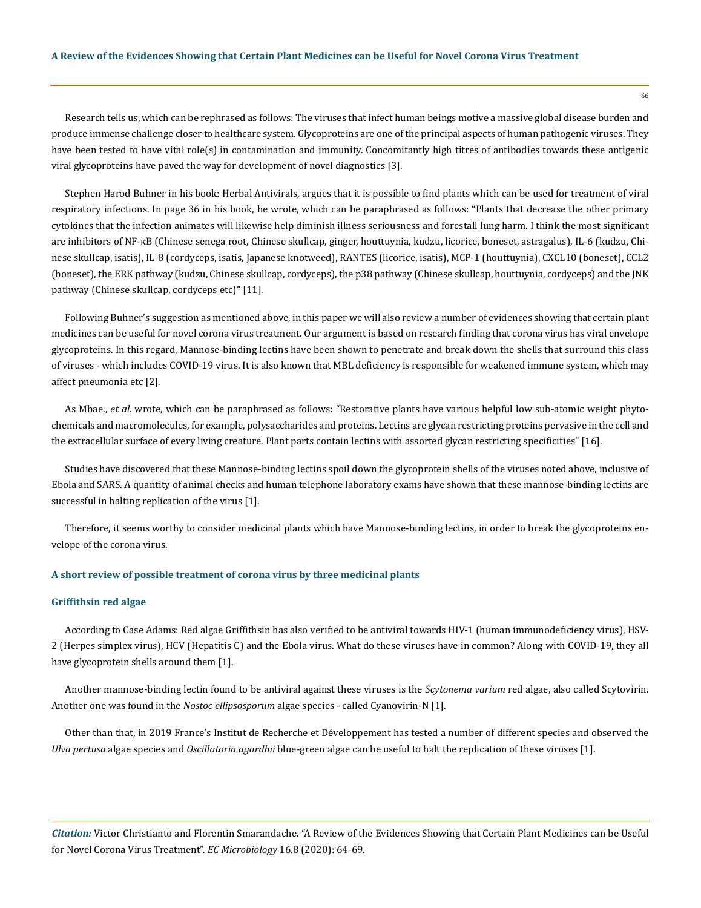Research tells us, which can be rephrased as follows: The viruses that infect human beings motive a massive global disease burden and produce immense challenge closer to healthcare system. Glycoproteins are one of the principal aspects of human pathogenic viruses. They have been tested to have vital role(s) in contamination and immunity. Concomitantly high titres of antibodies towards these antigenic viral glycoproteins have paved the way for development of novel diagnostics [3].

Stephen Harod Buhner in his book: Herbal Antivirals, argues that it is possible to find plants which can be used for treatment of viral respiratory infections. In page 36 in his book, he wrote, which can be paraphrased as follows: "Plants that decrease the other primary cytokines that the infection animates will likewise help diminish illness seriousness and forestall lung harm. I think the most significant are inhibitors of NF-κB (Chinese senega root, Chinese skullcap, ginger, houttuynia, kudzu, licorice, boneset, astragalus), IL-6 (kudzu, Chinese skullcap, isatis), IL-8 (cordyceps, isatis, Japanese knotweed), RANTES (licorice, isatis), MCP-1 (houttuynia), CXCL10 (boneset), CCL2 (boneset), the ERK pathway (kudzu, Chinese skullcap, cordyceps), the p38 pathway (Chinese skullcap, houttuynia, cordyceps) and the JNK pathway (Chinese skullcap, cordyceps etc)" [11].

Following Buhner's suggestion as mentioned above, in this paper we will also review a number of evidences showing that certain plant medicines can be useful for novel corona virus treatment. Our argument is based on research finding that corona virus has viral envelope glycoproteins. In this regard, Mannose-binding lectins have been shown to penetrate and break down the shells that surround this class of viruses - which includes COVID-19 virus. It is also known that MBL deficiency is responsible for weakened immune system, which may affect pneumonia etc [2].

As Mbae., *et al.* wrote, which can be paraphrased as follows: "Restorative plants have various helpful low sub-atomic weight phytochemicals and macromolecules, for example, polysaccharides and proteins. Lectins are glycan restricting proteins pervasive in the cell and the extracellular surface of every living creature. Plant parts contain lectins with assorted glycan restricting specificities" [16].

Studies have discovered that these Mannose-binding lectins spoil down the glycoprotein shells of the viruses noted above, inclusive of Ebola and SARS. A quantity of animal checks and human telephone laboratory exams have shown that these mannose-binding lectins are successful in halting replication of the virus [1].

Therefore, it seems worthy to consider medicinal plants which have Mannose-binding lectins, in order to break the glycoproteins envelope of the corona virus.

## A short review of possible treatment of corona virus by three medicinal plants

### Griffithsin red algae

According to Case Adams: Red algae Griffithsin has also verified to be antiviral towards HIV-1 (human immunodeficiency virus), HSV-2 (Herpes simplex virus), HCV (Hepatitis C) and the Ebola virus. What do these viruses have in common? Along with COVID-19, they all have glycoprotein shells around them [1].

Another mannose-binding lectin found to be antiviral against these viruses is the *Scytonema varium* red algae, also called Scytovirin. Another one was found in the *Nostoc ellipsosporum* algae species - called Cyanovirin-N [1].

Other than that, in 2019 France's Institut de Recherche et Développement has tested a number of different species and observed the *Ulva pertusa* algae species and *Oscillatoria agardhii* blue-green algae can be useful to halt the replication of these viruses [1].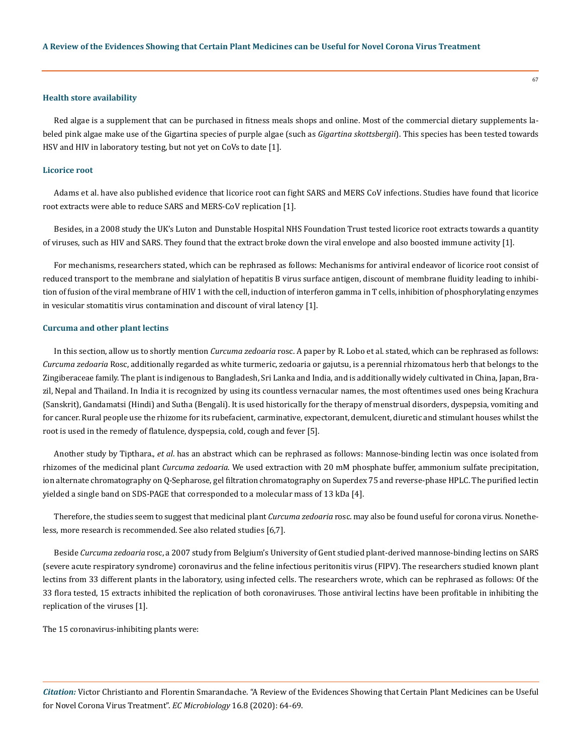### Health store availability

Red algae is a supplement that can be purchased in fitness meals shops and online. Most of the commercial dietary supplements labeled pink algae make use of the Gigartina species of purple algae (such as *Gigartina skottsbergii*). This species has been tested towards HSV and HIV in laboratory testing, but not yet on CoVs to date [1].

### Licorice root

Adams et al. have also published evidence that licorice root can fight SARS and MERS CoV infections. Studies have found that licorice root extracts were able to reduce SARS and MERS-CoV replication [1].

Besides, in a 2008 study the UK's Luton and Dunstable Hospital NHS Foundation Trust tested licorice root extracts towards a quantity of viruses, such as HIV and SARS. They found that the extract broke down the viral envelope and also boosted immune activity [1].

For mechanisms, researchers stated, which can be rephrased as follows: Mechanisms for antiviral endeavor of licorice root consist of reduced transport to the membrane and sialylation of hepatitis B virus surface antigen, discount of membrane fluidity leading to inhibition of fusion of the viral membrane of HIV 1 with the cell, induction of interferon gamma in T cells, inhibition of phosphorylating enzymes in vesicular stomatitis virus contamination and discount of viral latency [1].

### Curcuma and other plant lectins

In this section, allow us to shortly mention *Curcuma zedoaria* rosc. A paper by R. Lobo et al. stated, which can be rephrased as follows: *Curcuma zedoaria* Rosc, additionally regarded as white turmeric, zedoaria or gajutsu, is a perennial rhizomatous herb that belongs to the Zingiberaceae family. The plant is indigenous to Bangladesh, Sri Lanka and India, and is additionally widely cultivated in China, Japan, Brazil, Nepal and Thailand. In India it is recognized by using its countless vernacular names, the most oftentimes used ones being Krachura (Sanskrit), Gandamatsi (Hindi) and Sutha (Bengali). It is used historically for the therapy of menstrual disorders, dyspepsia, vomiting and for cancer. Rural people use the rhizome for its rubefacient, carminative, expectorant, demulcent, diuretic and stimulant houses whilst the root is used in the remedy of flatulence, dyspepsia, cold, cough and fever [5].

Another study by Tipthara., *et al*. has an abstract which can be rephrased as follows: Mannose-binding lectin was once isolated from rhizomes of the medicinal plant *Curcuma zedoaria*. We used extraction with 20 mM phosphate buffer, ammonium sulfate precipitation, ion alternate chromatography on Q-Sepharose, gel filtration chromatography on Superdex 75 and reverse-phase HPLC. The purified lectin yielded a single band on SDS-PAGE that corresponded to a molecular mass of 13 kDa [4].

Therefore, the studies seem to suggest that medicinal plant *Curcuma zedoaria* rosc. may also be found useful for corona virus. Nonetheless, more research is recommended. See also related studies [6,7].

Beside *Curcuma zedoaria* rosc, a 2007 study from Belgium's University of Gent studied plant-derived mannose-binding lectins on SARS (severe acute respiratory syndrome) coronavirus and the feline infectious peritonitis virus (FIPV). The researchers studied known plant lectins from 33 different plants in the laboratory, using infected cells. The researchers wrote, which can be rephrased as follows: Of the 33 flora tested, 15 extracts inhibited the replication of both coronaviruses. Those antiviral lectins have been profitable in inhibiting the replication of the viruses [1].

The 15 coronavirus-inhibiting plants were: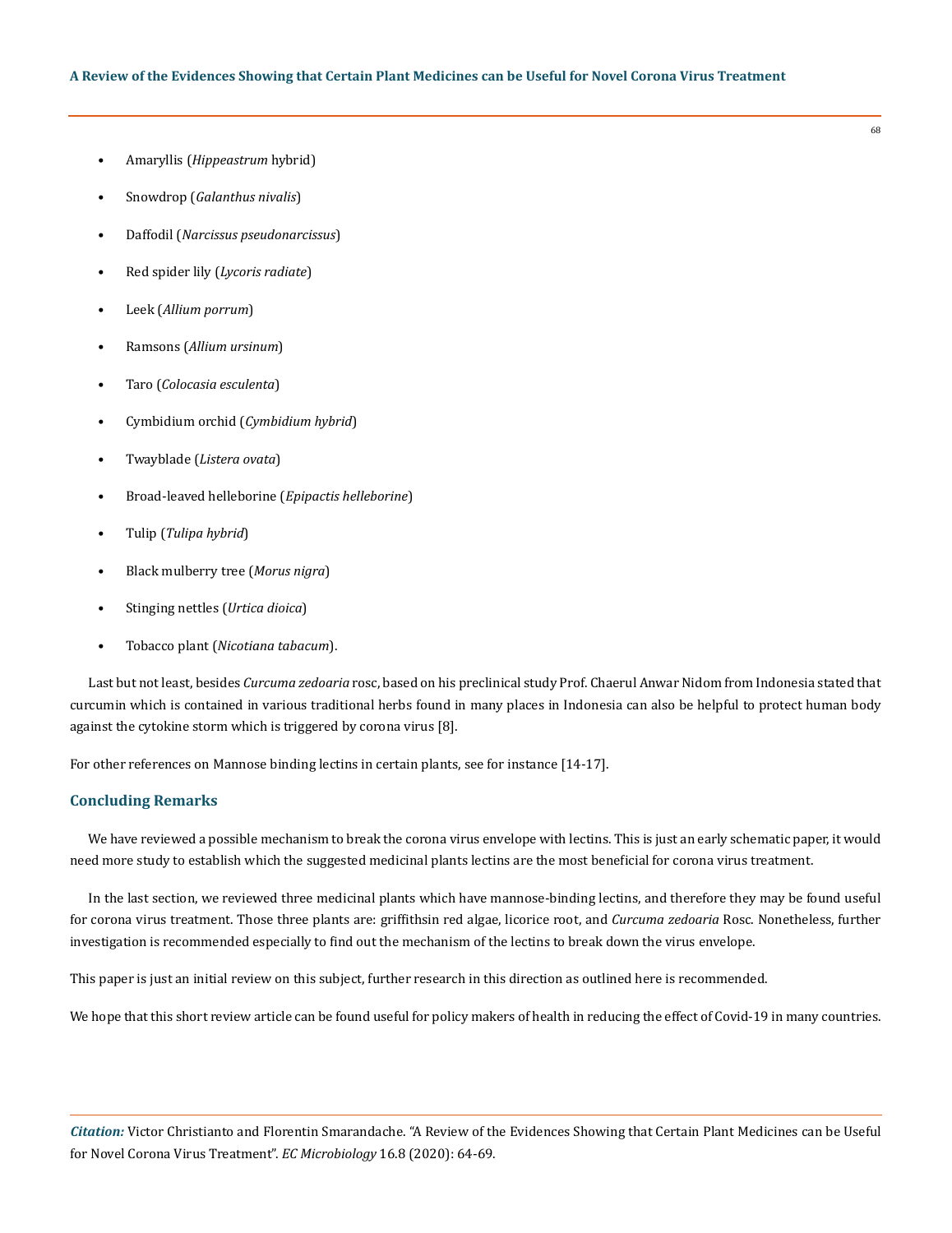- Amaryllis (*Hippeastrum* hybrid)
- Snowdrop (*Galanthus nivalis*)
- Daffodil (*Narcissus pseudonarcissus*)
- Red spider lily (*Lycoris radiate*)
- Leek (*Allium porrum*)
- Ramsons (*Allium ursinum*)
- Taro (*Colocasia esculenta*)
- Cymbidium orchid (*Cymbidium hybrid*)
- Twayblade (*Listera ovata*)
- Broad-leaved helleborine (*Epipactis helleborine*)
- Tulip (*Tulipa hybrid*)
- Black mulberry tree (*Morus nigra*)
- Stinging nettles (*Urtica dioica*)
- Tobacco plant (*Nicotiana tabacum*).

Last but not least, besides *Curcuma zedoaria* rosc, based on his preclinical study Prof. Chaerul Anwar Nidom from Indonesia stated that curcumin which is contained in various traditional herbs found in many places in Indonesia can also be helpful to protect human body against the cytokine storm which is triggered by corona virus [8].

For other references on Mannose binding lectins in certain plants, see for instance [14-17].

## Concluding Remarks

We have reviewed a possible mechanism to break the corona virus envelope with lectins. This is just an early schematic paper, it would need more study to establish which the suggested medicinal plants lectins are the most beneficial for corona virus treatment.

In the last section, we reviewed three medicinal plants which have mannose-binding lectins, and therefore they may be found useful for corona virus treatment. Those three plants are: griffithsin red algae, licorice root, and *Curcuma zedoaria* Rosc. Nonetheless, further investigation is recommended especially to find out the mechanism of the lectins to break down the virus envelope.

This paper is just an initial review on this subject, further research in this direction as outlined here is recommended.

We hope that this short review article can be found useful for policy makers of health in reducing the effect of Covid-19 in many countries.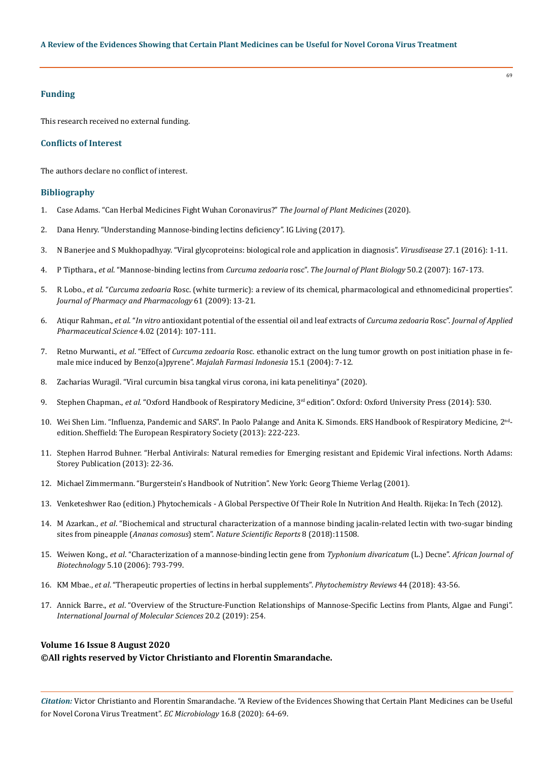## Funding

This research received no external funding.

## Conflicts of Interest

The authors declare no conflict of interest.

## Bibliography

1. Case Adams. "Can Herbal Medicines Fight Wuhan Coronavirus?" *The Journal of Plant Medicines* (2020).
2. Dana Henry. "Understanding Mannose-binding lectins deficiency". IG Living (2017).
3. N Banerjee and S Mukhopadhyay. "Viral glycoproteins: biological role and application in diagnosis". *Virusdisease* 27.1 (2016): 1-11.
4. P Tipthara., *et al.* "Mannose-binding lectins from *Curcuma zedoaria* rosc". *The Journal of Plant Biology* 50.2 (2007): 167-173.
5. R Lobo., *et al.* "*Curcuma zedoaria* Rosc. (white turmeric): a review of its chemical, pharmacological and ethnomedicinal properties". *Journal of Pharmacy and Pharmacology* 61 (2009): 13-21.
6. Atiqur Rahman., *et al.* "*In vitro* antioxidant potential of the essential oil and leaf extracts of *Curcuma zedoaria* Rosc". *Journal of Applied Pharmaceutical Science* 4.02 (2014): 107-111.
7. Retno Murwanti., *et al*. "Effect of *Curcuma zedoaria* Rosc. ethanolic extract on the lung tumor growth on post initiation phase in female mice induced by Benzo(a)pyrene". *Majalah Farmasi Indonesia* 15.1 (2004): 7-12.
8. Zacharias Wuragil. "Viral curcumin bisa tangkal virus corona, ini kata penelitinya" (2020).
9. Stephen Chapman., *et al.* "Oxford Handbook of Respiratory Medicine, 3rd edition". Oxford: Oxford University Press (2014): 530.
10. Wei Shen Lim. "Influenza, Pandemic and SARS". In Paolo Palange and Anita K. Simonds. ERS Handbook of Respiratory Medicine, 2nd-edition. Sheffield: The European Respiratory Society (2013): 222-223.
11. Stephen Harrod Buhner. "Herbal Antivirals: Natural remedies for Emerging resistant and Epidemic Viral infections. North Adams: Storey Publication (2013): 22-36.
12. Michael Zimmermann. "Burgerstein's Handbook of Nutrition". New York: Georg Thieme Verlag (2001).
13. Venketeshwer Rao (edition.) Phytochemicals - A Global Perspective Of Their Role In Nutrition And Health. Rijeka: In Tech (2012).
14. M Azarkan., *et al*. "Biochemical and structural characterization of a mannose binding jacalin-related lectin with two-sugar binding sites from pineapple (*Ananas comosus*) stem". *Nature Scientific Reports* 8 (2018):11508.
15. Weiwen Kong., *et al*. "Characterization of a mannose-binding lectin gene from *Typhonium divaricatum* (L.) Decne". *African Journal of Biotechnology* 5.10 (2006): 793-799.
16. KM Mbae., *et al*. "Therapeutic properties of lectins in herbal supplements". *Phytochemistry Reviews* 44 (2018): 43-56.
17. Annick Barre., *et al*. "Overview of the Structure-Function Relationships of Mannose-Specific Lectins from Plants, Algae and Fungi". *International Journal of Molecular Sciences* 20.2 (2019): 254.

**Volume 16 Issue 8 August 2020**
**©All rights reserved by Victor Christianto and Florentin Smarandache.**